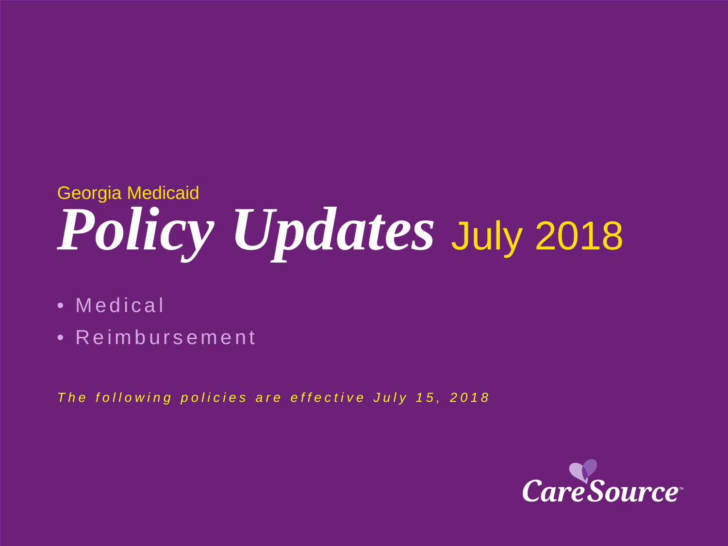Georgia Medicaid

# *Policy Updates* July 2018

- Medical
- Reimbursement

*The following policies are effective July 15, 2018*

CareSource™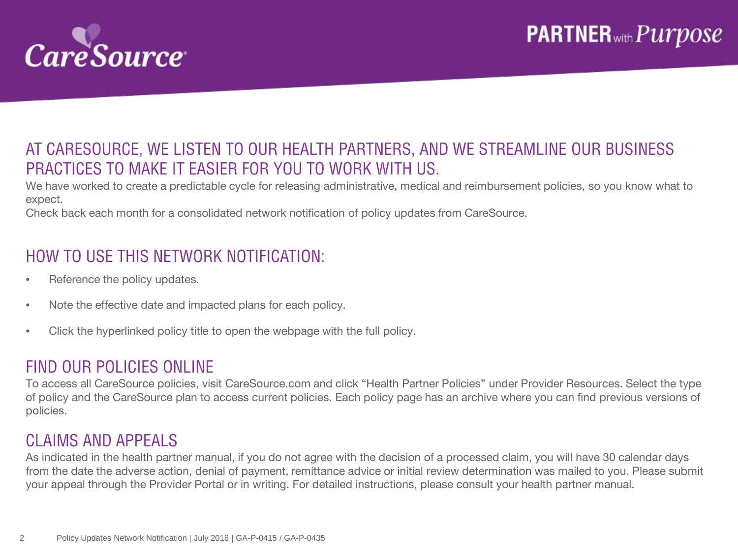CareSource

PARTNER with *Purpose*

## AT CARESOURCE, WE LISTEN TO OUR HEALTH PARTNERS, AND WE STREAMLINE OUR BUSINESS PRACTICES TO MAKE IT EASIER FOR YOU TO WORK WITH US.

We have worked to create a predictable cycle for releasing administrative, medical and reimbursement policies, so you know what to expect.

Check back each month for a consolidated network notification of policy updates from CareSource.

## HOW TO USE THIS NETWORK NOTIFICATION:

- Reference the policy updates.
- Note the effective date and impacted plans for each policy.
- Click the hyperlinked policy title to open the webpage with the full policy.

## FIND OUR POLICIES ONLINE

To access all CareSource policies, visit CareSource.com and click "Health Partner Policies" under Provider Resources. Select the type of policy and the CareSource plan to access current policies. Each policy page has an archive where you can find previous versions of policies.

## CLAIMS AND APPEALS

As indicated in the health partner manual, if you do not agree with the decision of a processed claim, you will have 30 calendar days from the date the adverse action, denial of payment, remittance advice or initial review determination was mailed to you. Please submit your appeal through the Provider Portal or in writing. For detailed instructions, please consult your health partner manual.

Policy Updates Network Notification | July 2018 | GA-P-0415 / GA-P-0435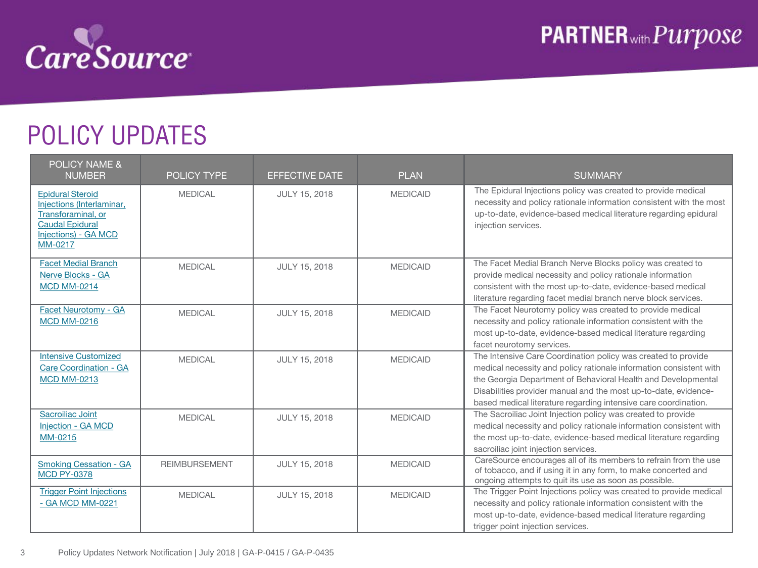# POLICY UPDATES

| POLICY NAME & NUMBER | POLICY TYPE | EFFECTIVE DATE | PLAN | SUMMARY |
|---|---|---|---|---|
| Epidural Steroid Injections (Interlaminar, Transforaminal, or Caudal Epidural Injections) - GA MCD MM-0217 | MEDICAL | JULY 15, 2018 | MEDICAID | The Epidural Injections policy was created to provide medical necessity and policy rationale information consistent with the most up-to-date, evidence-based medical literature regarding epidural injection services. |
| Facet Medial Branch Nerve Blocks - GA MCD MM-0214 | MEDICAL | JULY 15, 2018 | MEDICAID | The Facet Medial Branch Nerve Blocks policy was created to provide medical necessity and policy rationale information consistent with the most up-to-date, evidence-based medical literature regarding facet medial branch nerve block services. |
| Facet Neurotomy - GA MCD MM-0216 | MEDICAL | JULY 15, 2018 | MEDICAID | The Facet Neurotomy policy was created to provide medical necessity and policy rationale information consistent with the most up-to-date, evidence-based medical literature regarding facet neurotomy services. |
| Intensive Customized Care Coordination - GA MCD MM-0213 | MEDICAL | JULY 15, 2018 | MEDICAID | The Intensive Care Coordination policy was created to provide medical necessity and policy rationale information consistent with the Georgia Department of Behavioral Health and Developmental Disabilities provider manual and the most up-to-date, evidence-based medical literature regarding intensive care coordination. |
| Sacroiliac Joint Injection - GA MCD MM-0215 | MEDICAL | JULY 15, 2018 | MEDICAID | The Sacroiliac Joint Injection policy was created to provide medical necessity and policy rationale information consistent with the most up-to-date, evidence-based medical literature regarding sacroiliac joint injection services. |
| Smoking Cessation - GA MCD PY-0378 | REIMBURSEMENT | JULY 15, 2018 | MEDICAID | CareSource encourages all of its members to refrain from the use of tobacco, and if using it in any form, to make concerted and ongoing attempts to quit its use as soon as possible. |
| Trigger Point Injections - GA MCD MM-0221 | MEDICAL | JULY 15, 2018 | MEDICAID | The Trigger Point Injections policy was created to provide medical necessity and policy rationale information consistent with the most up-to-date, evidence-based medical literature regarding trigger point injection services. |